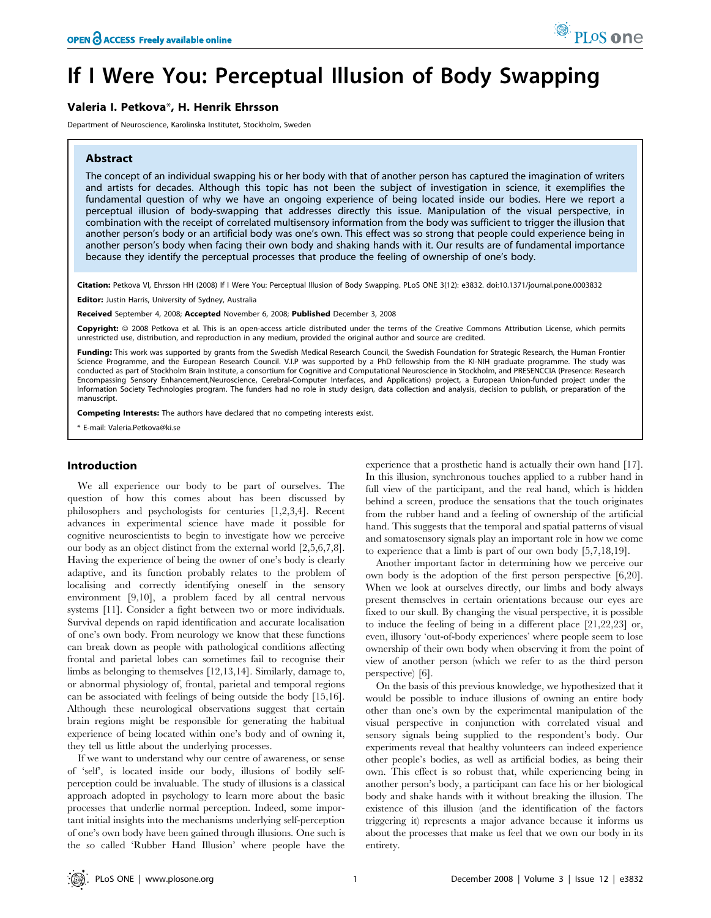# If I Were You: Perceptual Illusion of Body Swapping

**Valeria I. Petkova\*, H. Henrik Ehrsson**

Department of Neuroscience, Karolinska Institutet, Stockholm, Sweden

## Abstract

The concept of an individual swapping his or her body with that of another person has captured the imagination of writers and artists for decades. Although this topic has not been the subject of investigation in science, it exemplifies the fundamental question of why we have an ongoing experience of being located inside our bodies. Here we report a perceptual illusion of body-swapping that addresses directly this issue. Manipulation of the visual perspective, in combination with the receipt of correlated multisensory information from the body was sufficient to trigger the illusion that another person's body or an artificial body was one's own. This effect was so strong that people could experience being in another person's body when facing their own body and shaking hands with it. Our results are of fundamental importance because they identify the perceptual processes that produce the feeling of ownership of one's body.

**Citation:** Petkova VI, Ehrsson HH (2008) If I Were You: Perceptual Illusion of Body Swapping. PLoS ONE 3(12): e3832. doi:10.1371/journal.pone.0003832

**Editor:** Justin Harris, University of Sydney, Australia

**Received** September 4, 2008; **Accepted** November 6, 2008; **Published** December 3, 2008

**Copyright:** © 2008 Petkova et al. This is an open-access article distributed under the terms of the Creative Commons Attribution License, which permits unrestricted use, distribution, and reproduction in any medium, provided the original author and source are credited.

**Funding:** This work was supported by grants from the Swedish Medical Research Council, the Swedish Foundation for Strategic Research, the Human Frontier Science Programme, and the European Research Council. V.I.P was supported by a PhD fellowship from the KI-NIH graduate programme. The study was conducted as part of Stockholm Brain Institute, a consortium for Cognitive and Computational Neuroscience in Stockholm, and PRESENCCIA (Presence: Research Encompassing Sensory Enhancement,Neuroscience, Cerebral-Computer Interfaces, and Applications) project, a European Union-funded project under the Information Society Technologies program. The funders had no role in study design, data collection and analysis, decision to publish, or preparation of the manuscript.

**Competing Interests:** The authors have declared that no competing interests exist.

\* E-mail: Valeria.Petkova@ki.se

## Introduction

We all experience our body to be part of ourselves. The question of how this comes about has been discussed by philosophers and psychologists for centuries [1,2,3,4]. Recent advances in experimental science have made it possible for cognitive neuroscientists to begin to investigate how we perceive our body as an object distinct from the external world [2,5,6,7,8]. Having the experience of being the owner of one's body is clearly adaptive, and its function probably relates to the problem of localising and correctly identifying oneself in the sensory environment [9,10], a problem faced by all central nervous systems [11]. Consider a fight between two or more individuals. Survival depends on rapid identification and accurate localisation of one's own body. From neurology we know that these functions can break down as people with pathological conditions affecting frontal and parietal lobes can sometimes fail to recognise their limbs as belonging to themselves [12,13,14]. Similarly, damage to, or abnormal physiology of, frontal, parietal and temporal regions can be associated with feelings of being outside the body [15,16]. Although these neurological observations suggest that certain brain regions might be responsible for generating the habitual experience of being located within one's body and of owning it, they tell us little about the underlying processes.

If we want to understand why our centre of awareness, or sense of 'self', is located inside our body, illusions of bodily self-perception could be invaluable. The study of illusions is a classical approach adopted in psychology to learn more about the basic processes that underlie normal perception. Indeed, some important initial insights into the mechanisms underlying self-perception of one's own body have been gained through illusions. One such is the so called 'Rubber Hand Illusion' where people have the experience that a prosthetic hand is actually their own hand [17]. In this illusion, synchronous touches applied to a rubber hand in full view of the participant, and the real hand, which is hidden behind a screen, produce the sensations that the touch originates from the rubber hand and a feeling of ownership of the artificial hand. This suggests that the temporal and spatial patterns of visual and somatosensory signals play an important role in how we come to experience that a limb is part of our own body [5,7,18,19].

Another important factor in determining how we perceive our own body is the adoption of the first person perspective [6,20]. When we look at ourselves directly, our limbs and body always present themselves in certain orientations because our eyes are fixed to our skull. By changing the visual perspective, it is possible to induce the feeling of being in a different place [21,22,23] or, even, illusory 'out-of-body experiences' where people seem to lose ownership of their own body when observing it from the point of view of another person (which we refer to as the third person perspective) [6].

On the basis of this previous knowledge, we hypothesized that it would be possible to induce illusions of owning an entire body other than one's own by the experimental manipulation of the visual perspective in conjunction with correlated visual and sensory signals being supplied to the respondent's body. Our experiments reveal that healthy volunteers can indeed experience other people's bodies, as well as artificial bodies, as being their own. This effect is so robust that, while experiencing being in another person's body, a participant can face his or her biological body and shake hands with it without breaking the illusion. The existence of this illusion (and the identification of the factors triggering it) represents a major advance because it informs us about the processes that make us feel that we own our body in its entirety.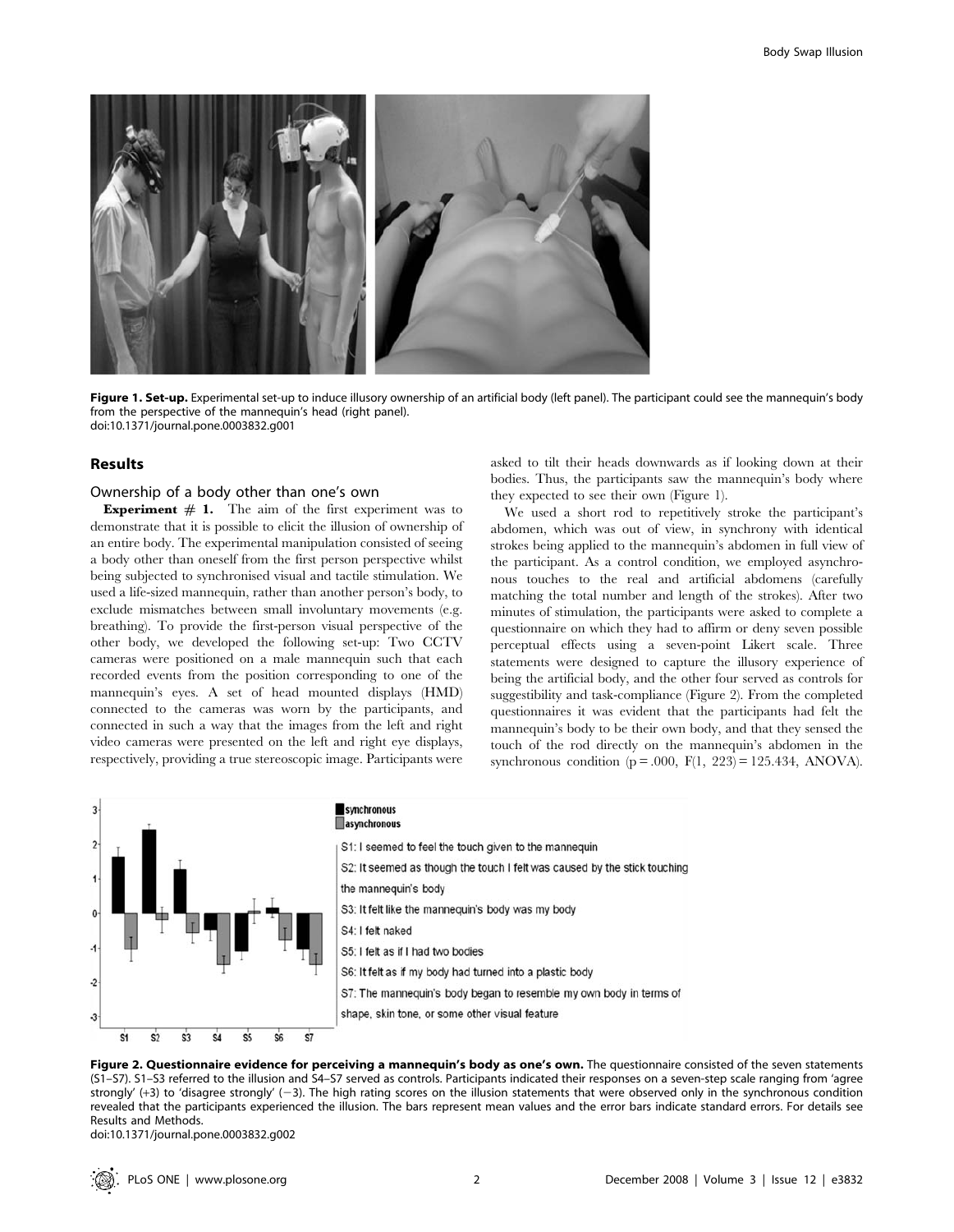**Figure 1. Set-up.** Experimental set-up to induce illusory ownership of an artificial body (left panel). The participant could see the mannequin's body from the perspective of the mannequin's head (right panel).
doi:10.1371/journal.pone.0003832.g001

## Results

### Ownership of a body other than one's own

**Experiment # 1.** The aim of the first experiment was to demonstrate that it is possible to elicit the illusion of ownership of an entire body. The experimental manipulation consisted of seeing a body other than oneself from the first person perspective whilst being subjected to synchronised visual and tactile stimulation. We used a life-sized mannequin, rather than another person's body, to exclude mismatches between small involuntary movements (e.g. breathing). To provide the first-person visual perspective of the other body, we developed the following set-up: Two CCTV cameras were positioned on a male mannequin such that each recorded events from the position corresponding to one of the mannequin's eyes. A set of head mounted displays (HMD) connected to the cameras was worn by the participants, and connected in such a way that the images from the left and right video cameras were presented on the left and right eye displays, respectively, providing a true stereoscopic image. Participants were asked to tilt their heads downwards as if looking down at their bodies. Thus, the participants saw the mannequin's body where they expected to see their own (Figure 1).

We used a short rod to repetitively stroke the participant's abdomen, which was out of view, in synchrony with identical strokes being applied to the mannequin's abdomen in full view of the participant. As a control condition, we employed asynchronous touches to the real and artificial abdomens (carefully matching the total number and length of the strokes). After two minutes of stimulation, the participants were asked to complete a questionnaire on which they had to affirm or deny seven possible perceptual effects using a seven-point Likert scale. Three statements were designed to capture the illusory experience of being the artificial body, and the other four served as controls for suggestibility and task-compliance (Figure 2). From the completed questionnaires it was evident that the participants had felt the mannequin's body to be their own body, and that they sensed the touch of the rod directly on the mannequin's abdomen in the synchronous condition ($p = .000$, $F(1, 223) = 125.434$, ANOVA).

S1: I seemed to feel the touch given to the mannequin
S2: It seemed as though the touch I felt was caused by the stick touching the mannequin's body
S3: It felt like the mannequin's body was my body
S4: I felt naked
S5: I felt as if I had two bodies
S6: It felt as if my body had turned into a plastic body
S7: The mannequin's body began to resemble my own body in terms of shape, skin tone, or some other visual feature

**Figure 2. Questionnaire evidence for perceiving a mannequin's body as one's own.** The questionnaire consisted of the seven statements (S1–S7). S1–S3 referred to the illusion and S4–S7 served as controls. Participants indicated their responses on a seven-step scale ranging from 'agree strongly' (+3) to 'disagree strongly' (−3). The high rating scores on the illusion statements that were observed only in the synchronous condition revealed that the participants experienced the illusion. The bars represent mean values and the error bars indicate standard errors. For details see Results and Methods.
doi:10.1371/journal.pone.0003832.g002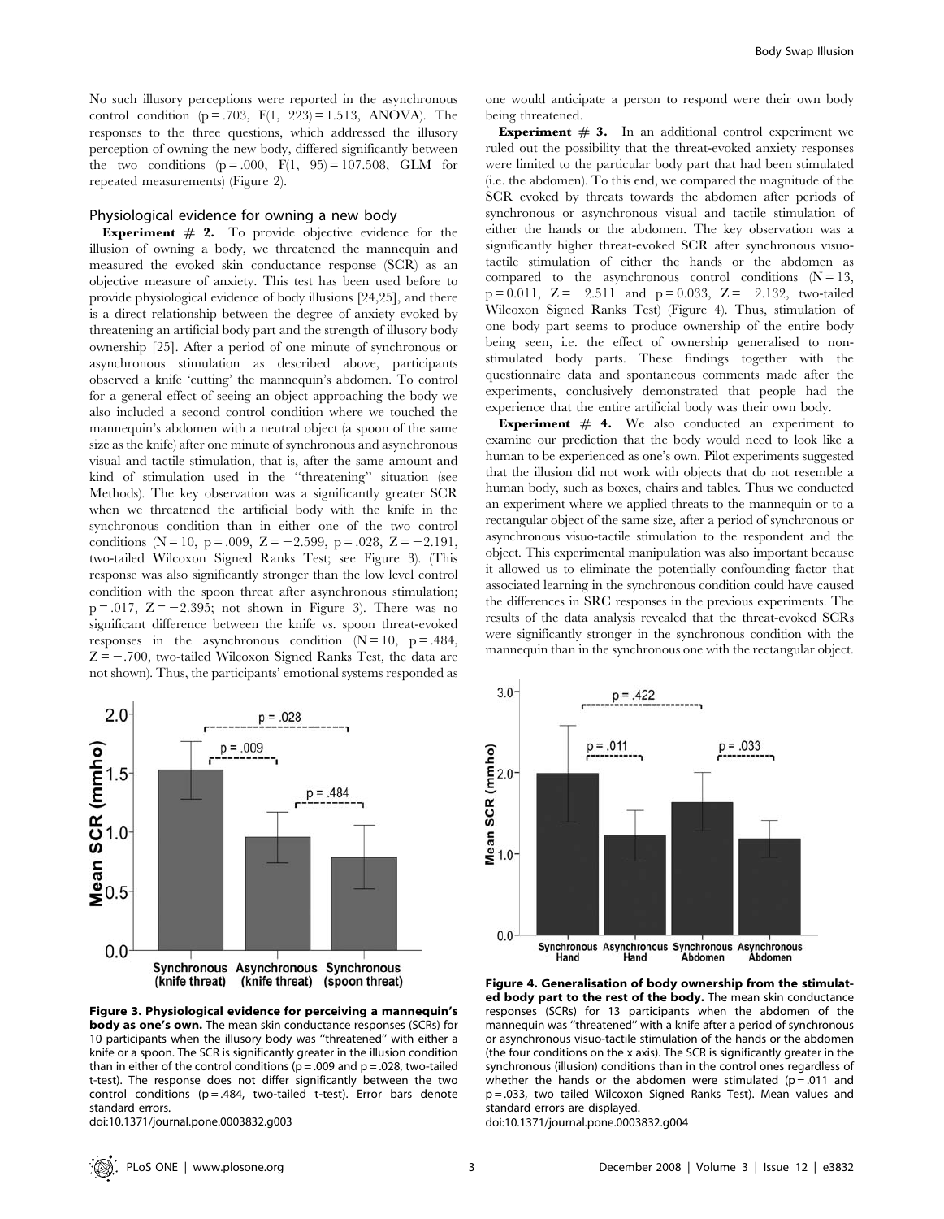No such illusory perceptions were reported in the asynchronous control condition ($p = .703$, $F(1, 223) = 1.513$, ANOVA). The responses to the three questions, which addressed the illusory perception of owning the new body, differed significantly between the two conditions ($p = .000$, $F(1, 95) = 107.508$, GLM for repeated measurements) (Figure 2).

## Physiological evidence for owning a new body

**Experiment # 2.** To provide objective evidence for the illusion of owning a body, we threatened the mannequin and measured the evoked skin conductance response (SCR) as an objective measure of anxiety. This test has been used before to provide physiological evidence of body illusions [24,25], and there is a direct relationship between the degree of anxiety evoked by threatening an artificial body part and the strength of illusory body ownership [25]. After a period of one minute of synchronous or asynchronous stimulation as described above, participants observed a knife 'cutting' the mannequin's abdomen. To control for a general effect of seeing an object approaching the body we also included a second control condition where we touched the mannequin's abdomen with a neutral object (a spoon of the same size as the knife) after one minute of synchronous and asynchronous visual and tactile stimulation, that is, after the same amount and kind of stimulation used in the "threatening" situation (see Methods). The key observation was a significantly greater SCR when we threatened the artificial body with the knife in the synchronous condition than in either one of the two control conditions ($N = 10$, $p = .009$, $Z = -2.599$, $p = .028$, $Z = -2.191$, two-tailed Wilcoxon Signed Ranks Test; see Figure 3). (This response was also significantly stronger than the low level control condition with the spoon threat after asynchronous stimulation; $p = .017$, $Z = -2.395$; not shown in Figure 3). There was no significant difference between the knife vs. spoon threat-evoked responses in the asynchronous condition ($N = 10$, $p = .484$, $Z = -.700$, two-tailed Wilcoxon Signed Ranks Test, the data are not shown). Thus, the participants' emotional systems responded as one would anticipate a person to respond were their own body being threatened.

**Figure 3. Physiological evidence for perceiving a mannequin's body as one's own.** The mean skin conductance responses (SCRs) for 10 participants when the illusory body was "threatened" with either a knife or a spoon. The SCR is significantly greater in the illusion condition than in either of the control conditions ($p = .009$ and $p = .028$, two-tailed t-test). The response does not differ significantly between the two control conditions ($p = .484$, two-tailed t-test). Error bars denote standard errors.
doi:10.1371/journal.pone.0003832.g003

**Experiment # 3.** In an additional control experiment we ruled out the possibility that the threat-evoked anxiety responses were limited to the particular body part that had been stimulated (i.e. the abdomen). To this end, we compared the magnitude of the SCR evoked by threats towards the abdomen after periods of synchronous or asynchronous visual and tactile stimulation of either the hands or the abdomen. The key observation was a significantly higher threat-evoked SCR after synchronous visuo-tactile stimulation of either the hands or the abdomen as compared to the asynchronous control conditions ($N = 13$, $p = 0.011$, $Z = -2.511$ and $p = 0.033$, $Z = -2.132$, two-tailed Wilcoxon Signed Ranks Test) (Figure 4). Thus, stimulation of one body part seems to produce ownership of the entire body being seen, i.e. the effect of ownership generalised to non-stimulated body parts. These findings together with the questionnaire data and spontaneous comments made after the experiments, conclusively demonstrated that people had the experience that the entire artificial body was their own body.

**Experiment # 4.** We also conducted an experiment to examine our prediction that the body would need to look like a human to be experienced as one's own. Pilot experiments suggested that the illusion did not work with objects that do not resemble a human body, such as boxes, chairs and tables. Thus we conducted an experiment where we applied threats to the mannequin or to a rectangular object of the same size, after a period of synchronous or asynchronous visuo-tactile stimulation to the respondent and the object. This experimental manipulation was also important because it allowed us to eliminate the potentially confounding factor that associated learning in the synchronous condition could have caused the differences in SRC responses in the previous experiments. The results of the data analysis revealed that the threat-evoked SCRs were significantly stronger in the synchronous condition with the mannequin than in the synchronous one with the rectangular object.

**Figure 4. Generalisation of body ownership from the stimulated body part to the rest of the body.** The mean skin conductance responses (SCRs) for 13 participants when the abdomen of the mannequin was "threatened" with a knife after a period of synchronous or asynchronous visuo-tactile stimulation of the hands or the abdomen (the four conditions on the x axis). The SCR is significantly greater in the synchronous (illusion) conditions than in the control ones regardless of whether the hands or the abdomen were stimulated ($p = .011$ and $p = .033$, two tailed Wilcoxon Signed Ranks Test). Mean values and standard errors are displayed.
doi:10.1371/journal.pone.0003832.g004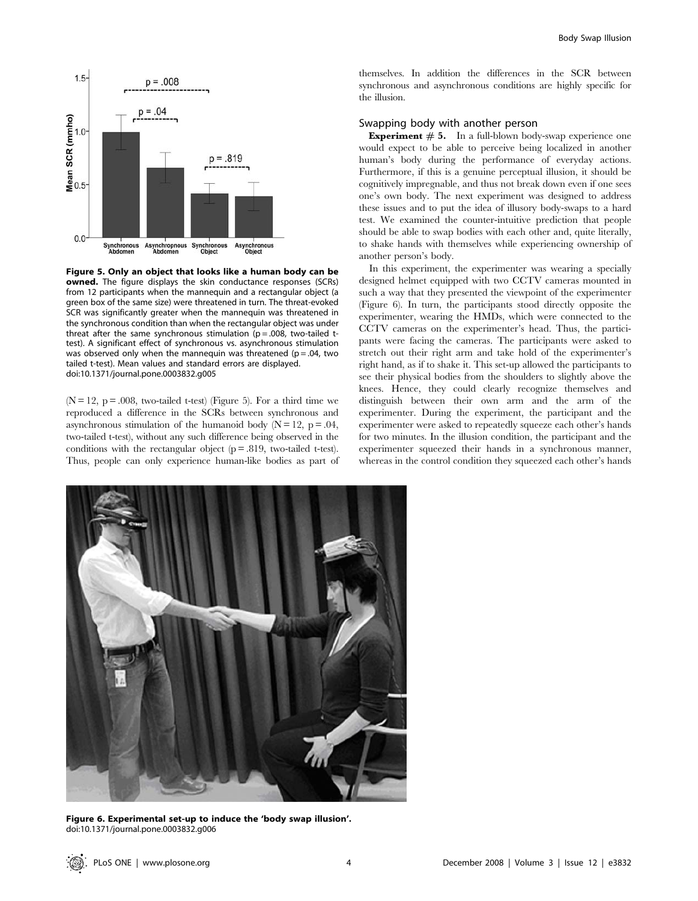**Figure 5. Only an object that looks like a human body can be owned.** The figure displays the skin conductance responses (SCRs) from 12 participants when the mannequin and a rectangular object (a green box of the same size) were threatened in turn. The threat-evoked SCR was significantly greater when the mannequin was threatened in the synchronous condition than when the rectangular object was under threat after the same synchronous stimulation ($p = .008$, two-tailed t-test). A significant effect of synchronous vs. asynchronous stimulation was observed only when the mannequin was threatened ($p = .04$, two tailed t-test). Mean values and standard errors are displayed.
doi:10.1371/journal.pone.0003832.g005

($N = 12$, $p = .008$, two-tailed t-test) (Figure 5). For a third time we reproduced a difference in the SCRs between synchronous and asynchronous stimulation of the humanoid body ($N = 12$, $p = .04$, two-tailed t-test), without any such difference being observed in the conditions with the rectangular object ($p = .819$, two-tailed t-test). Thus, people can only experience human-like bodies as part of themselves. In addition the differences in the SCR between synchronous and asynchronous conditions are highly specific for the illusion.

## Swapping body with another person

**Experiment # 5.** In a full-blown body-swap experience one would expect to be able to perceive being localized in another human's body during the performance of everyday actions. Furthermore, if this is a genuine perceptual illusion, it should be cognitively impregnable, and thus not break down even if one sees one's own body. The next experiment was designed to address these issues and to put the idea of illusory body-swaps to a hard test. We examined the counter-intuitive prediction that people should be able to swap bodies with each other and, quite literally, to shake hands with themselves while experiencing ownership of another person's body.

In this experiment, the experimenter was wearing a specially designed helmet equipped with two CCTV cameras mounted in such a way that they presented the viewpoint of the experimenter (Figure 6). In turn, the participants stood directly opposite the experimenter, wearing the HMDs, which were connected to the CCTV cameras on the experimenter's head. Thus, the participants were facing the cameras. The participants were asked to stretch out their right arm and take hold of the experimenter's right hand, as if to shake it. This set-up allowed the participants to see their physical bodies from the shoulders to slightly above the knees. Hence, they could clearly recognize themselves and distinguish between their own arm and the arm of the experimenter. During the experiment, the participant and the experimenter were asked to repeatedly squeeze each other's hands for two minutes. In the illusion condition, the participant and the experimenter squeezed their hands in a synchronous manner, whereas in the control condition they squeezed each other's hands

**Figure 6. Experimental set-up to induce the 'body swap illusion'.**
doi:10.1371/journal.pone.0003832.g006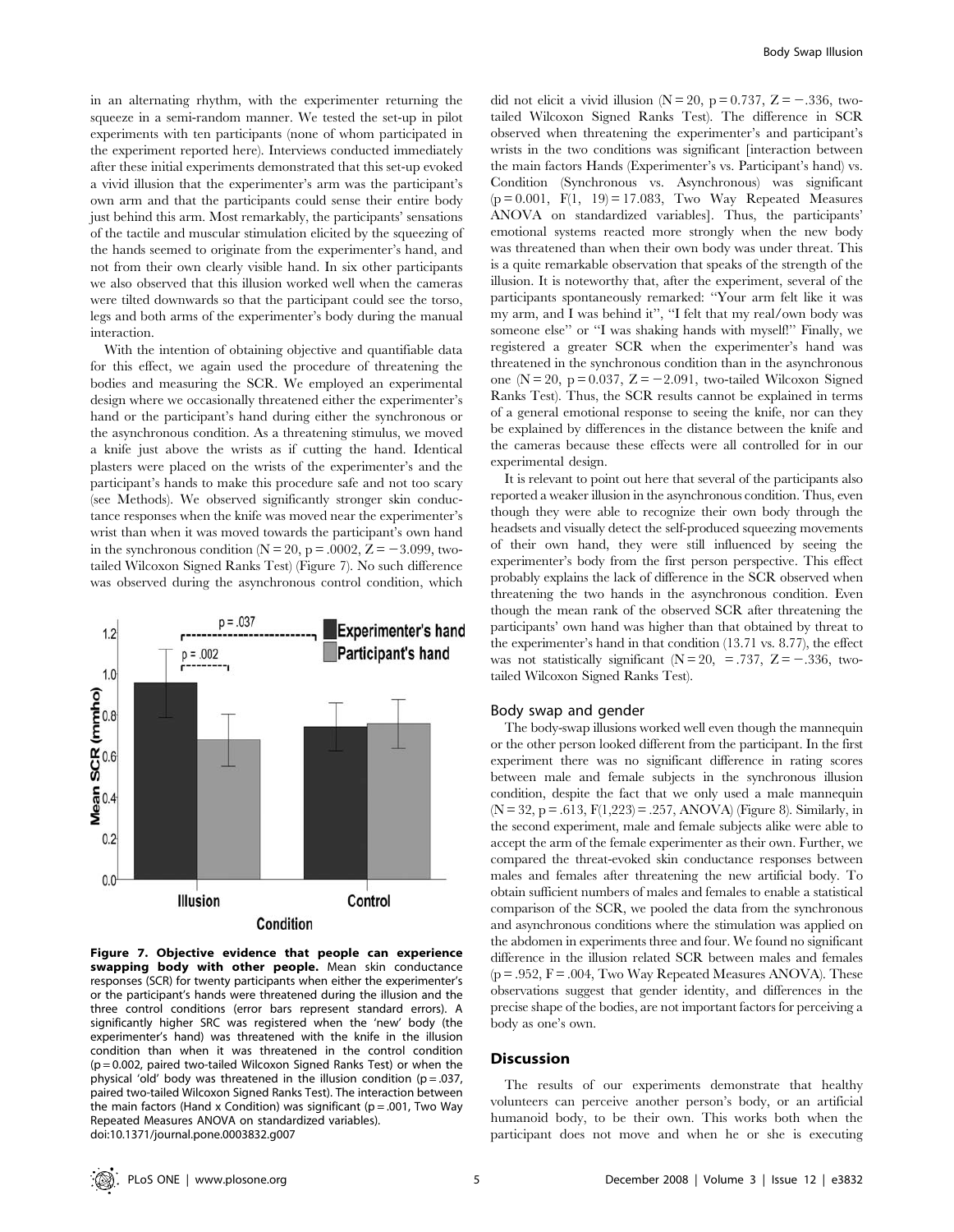in an alternating rhythm, with the experimenter returning the squeeze in a semi-random manner. We tested the set-up in pilot experiments with ten participants (none of whom participated in the experiment reported here). Interviews conducted immediately after these initial experiments demonstrated that this set-up evoked a vivid illusion that the experimenter's arm was the participant's own arm and that the participants could sense their entire body just behind this arm. Most remarkably, the participants' sensations of the tactile and muscular stimulation elicited by the squeezing of the hands seemed to originate from the experimenter's hand, and not from their own clearly visible hand. In six other participants we also observed that this illusion worked well when the cameras were tilted downwards so that the participant could see the torso, legs and both arms of the experimenter's body during the manual interaction.

With the intention of obtaining objective and quantifiable data for this effect, we again used the procedure of threatening the bodies and measuring the SCR. We employed an experimental design where we occasionally threatened either the experimenter's hand or the participant's hand during either the synchronous or the asynchronous condition. As a threatening stimulus, we moved a knife just above the wrists as if cutting the hand. Identical plasters were placed on the wrists of the experimenter's and the participant's hands to make this procedure safe and not too scary (see Methods). We observed significantly stronger skin conductance responses when the knife was moved near the experimenter's wrist than when it was moved towards the participant's own hand in the synchronous condition ($N = 20$, $p = .0002$, $Z = -3.099$, two-tailed Wilcoxon Signed Ranks Test) (Figure 7). No such difference was observed during the asynchronous control condition, which did not elicit a vivid illusion ($N = 20$, $p = 0.737$, $Z = -.336$, two-tailed Wilcoxon Signed Ranks Test). The difference in SCR observed when threatening the experimenter's and participant's wrists in the two conditions was significant [interaction between the main factors Hands (Experimenter's vs. Participant's hand) vs. Condition (Synchronous vs. Asynchronous) was significant ($p = 0.001$, $F(1, 19) = 17.083$, Two Way Repeated Measures ANOVA on standardized variables]. Thus, the participants' emotional systems reacted more strongly when the new body was threatened than when their own body was under threat. This is a quite remarkable observation that speaks of the strength of the illusion. It is noteworthy that, after the experiment, several of the participants spontaneously remarked: "Your arm felt like it was my arm, and I was behind it", "I felt that my real/own body was someone else" or "I was shaking hands with myself!" Finally, we registered a greater SCR when the experimenter's hand was threatened in the synchronous condition than in the asynchronous one ($N = 20$, $p = 0.037$, $Z = -2.091$, two-tailed Wilcoxon Signed Ranks Test). Thus, the SCR results cannot be explained in terms of a general emotional response to seeing the knife, nor can they be explained by differences in the distance between the knife and the cameras because these effects were all controlled for in our experimental design.

**Figure 7. Objective evidence that people can experience swapping body with other people.** Mean skin conductance responses (SCR) for twenty participants when either the experimenter's or the participant's hands were threatened during the illusion and the three control conditions (error bars represent standard errors). A significantly higher SRC was registered when the 'new' body (the experimenter's hand) was threatened with the knife in the illusion condition than when it was threatened in the control condition ($p = 0.002$, paired two-tailed Wilcoxon Signed Ranks Test) or when the physical 'old' body was threatened in the illusion condition ($p = .037$, paired two-tailed Wilcoxon Signed Ranks Test). The interaction between the main factors (Hand x Condition) was significant ($p = .001$, Two Way Repeated Measures ANOVA on standardized variables).
doi:10.1371/journal.pone.0003832.g007

It is relevant to point out here that several of the participants also reported a weaker illusion in the asynchronous condition. Thus, even though they were able to recognize their own body through the headsets and visually detect the self-produced squeezing movements of their own hand, they were still influenced by seeing the experimenter's body from the first person perspective. This effect probably explains the lack of difference in the SCR observed when threatening the two hands in the asynchronous condition. Even though the mean rank of the observed SCR after threatening the participants' own hand was higher than that obtained by threat to the experimenter's hand in that condition (13.71 vs. 8.77), the effect was not statistically significant ($N = 20$, $= .737$, $Z = -.336$, two-tailed Wilcoxon Signed Ranks Test).

## Body swap and gender

The body-swap illusions worked well even though the mannequin or the other person looked different from the participant. In the first experiment there was no significant difference in rating scores between male and female subjects in the synchronous illusion condition, despite the fact that we only used a male mannequin ($N = 32$, $p = .613$, $F(1,223) = .257$, ANOVA) (Figure 8). Similarly, in the second experiment, male and female subjects alike were able to accept the arm of the female experimenter as their own. Further, we compared the threat-evoked skin conductance responses between males and females after threatening the new artificial body. To obtain sufficient numbers of males and females to enable a statistical comparison of the SCR, we pooled the data from the synchronous and asynchronous conditions where the stimulation was applied on the abdomen in experiments three and four. We found no significant difference in the illusion related SCR between males and females ($p = .952$, $F = .004$, Two Way Repeated Measures ANOVA). These observations suggest that gender identity, and differences in the precise shape of the bodies, are not important factors for perceiving a body as one's own.

## Discussion

The results of our experiments demonstrate that healthy volunteers can perceive another person's body, or an artificial humanoid body, to be their own. This works both when the participant does not move and when he or she is executing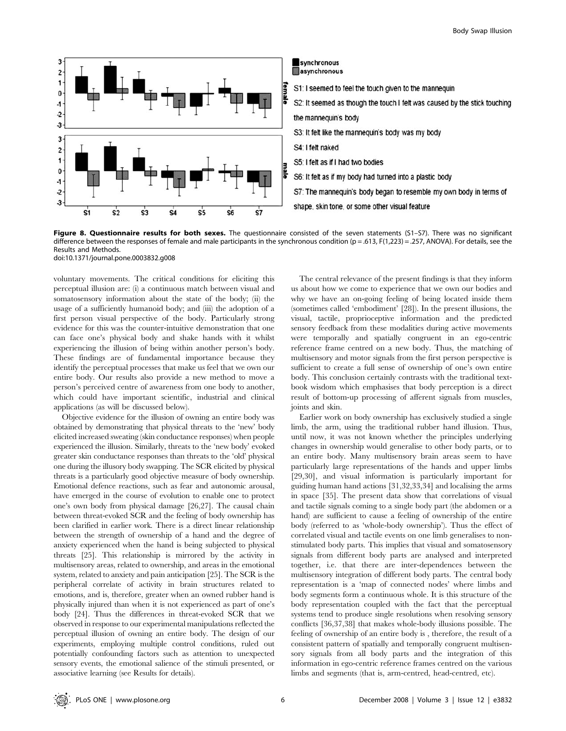**Figure 8. Questionnaire results for both sexes.** The questionnaire consisted of the seven statements (S1–S7). There was no significant difference between the responses of female and male participants in the synchronous condition (p = .613, F(1,223) = .257, ANOVA). For details, see the Results and Methods.
doi:10.1371/journal.pone.0003832.g008

voluntary movements. The critical conditions for eliciting this perceptual illusion are: (i) a continuous match between visual and somatosensory information about the state of the body; (ii) the usage of a sufficiently humanoid body; and (iii) the adoption of a first person visual perspective of the body. Particularly strong evidence for this was the counter-intuitive demonstration that one can face one's physical body and shake hands with it whilst experiencing the illusion of being within another person's body. These findings are of fundamental importance because they identify the perceptual processes that make us feel that we own our entire body. Our results also provide a new method to move a person's perceived centre of awareness from one body to another, which could have important scientific, industrial and clinical applications (as will be discussed below).

Objective evidence for the illusion of owning an entire body was obtained by demonstrating that physical threats to the 'new' body elicited increased sweating (skin conductance responses) when people experienced the illusion. Similarly, threats to the 'new body' evoked greater skin conductance responses than threats to the 'old' physical one during the illusory body swapping. The SCR elicited by physical threats is a particularly good objective measure of body ownership. Emotional defence reactions, such as fear and autonomic arousal, have emerged in the course of evolution to enable one to protect one's own body from physical damage [26,27]. The causal chain between threat-evoked SCR and the feeling of body ownership has been clarified in earlier work. There is a direct linear relationship between the strength of ownership of a hand and the degree of anxiety experienced when the hand is being subjected to physical threats [25]. This relationship is mirrored by the activity in multisensory areas, related to ownership, and areas in the emotional system, related to anxiety and pain anticipation [25]. The SCR is the peripheral correlate of activity in brain structures related to emotions, and is, therefore, greater when an owned rubber hand is physically injured than when it is not experienced as part of one's body [24]. Thus the differences in threat-evoked SCR that we observed in response to our experimental manipulations reflected the perceptual illusion of owning an entire body. The design of our experiments, employing multiple control conditions, ruled out potentially confounding factors such as attention to unexpected sensory events, the emotional salience of the stimuli presented, or associative learning (see Results for details).

The central relevance of the present findings is that they inform us about how we come to experience that we own our bodies and why we have an on-going feeling of being located inside them (sometimes called 'embodiment' [28]). In the present illusions, the visual, tactile, proprioceptive information and the predicted sensory feedback from these modalities during active movements were temporally and spatially congruent in an ego-centric reference frame centred on a new body. Thus, the matching of multisensory and motor signals from the first person perspective is sufficient to create a full sense of ownership of one's own entire body. This conclusion certainly contrasts with the traditional text-book wisdom which emphasises that body perception is a direct result of bottom-up processing of afferent signals from muscles, joints and skin.

Earlier work on body ownership has exclusively studied a single limb, the arm, using the traditional rubber hand illusion. Thus, until now, it was not known whether the principles underlying changes in ownership would generalise to other body parts, or to an entire body. Many multisensory brain areas seem to have particularly large representations of the hands and upper limbs [29,30], and visual information is particularly important for guiding human hand actions [31,32,33,34] and localising the arms in space [35]. The present data show that correlations of visual and tactile signals coming to a single body part (the abdomen or a hand) are sufficient to cause a feeling of ownership of the entire body (referred to as 'whole-body ownership'). Thus the effect of correlated visual and tactile events on one limb generalises to non-stimulated body parts. This implies that visual and somatosensory signals from different body parts are analysed and interpreted together, i.e. that there are inter-dependences between the multisensory integration of different body parts. The central body representation is a 'map of connected nodes' where limbs and body segments form a continuous whole. It is this structure of the body representation coupled with the fact that the perceptual systems tend to produce single resolutions when resolving sensory conflicts [36,37,38] that makes whole-body illusions possible. The feeling of ownership of an entire body is , therefore, the result of a consistent pattern of spatially and temporally congruent multisensory signals from all body parts and the integration of this information in ego-centric reference frames centred on the various limbs and segments (that is, arm-centred, head-centred, etc).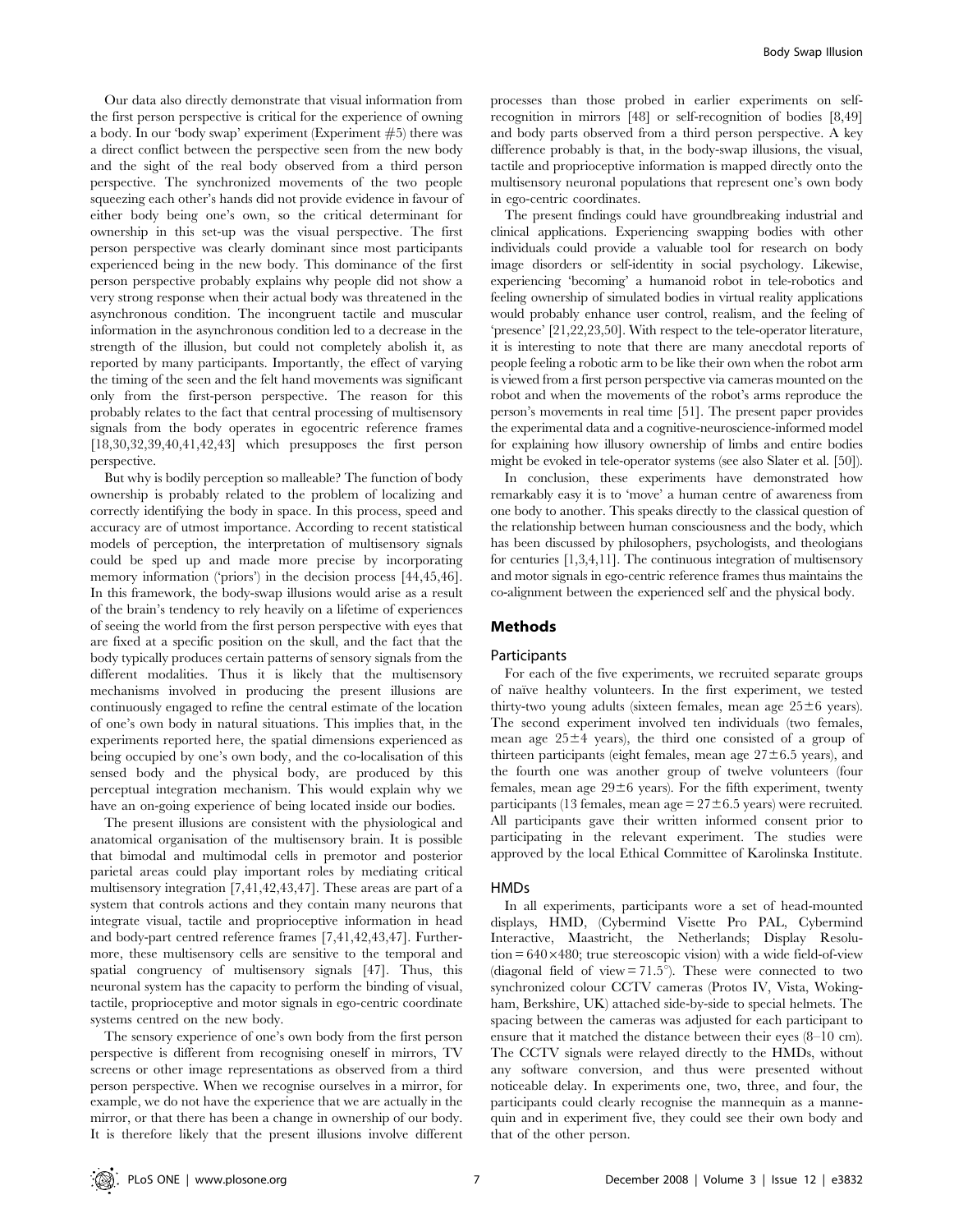Our data also directly demonstrate that visual information from the first person perspective is critical for the experience of owning a body. In our 'body swap' experiment (Experiment #5) there was a direct conflict between the perspective seen from the new body and the sight of the real body observed from a third person perspective. The synchronized movements of the two people squeezing each other's hands did not provide evidence in favour of either body being one's own, so the critical determinant for ownership in this set-up was the visual perspective. The first person perspective was clearly dominant since most participants experienced being in the new body. This dominance of the first person perspective probably explains why people did not show a very strong response when their actual body was threatened in the asynchronous condition. The incongruent tactile and muscular information in the asynchronous condition led to a decrease in the strength of the illusion, but could not completely abolish it, as reported by many participants. Importantly, the effect of varying the timing of the seen and the felt hand movements was significant only from the first-person perspective. The reason for this probably relates to the fact that central processing of multisensory signals from the body operates in egocentric reference frames [18,30,32,39,40,41,42,43] which presupposes the first person perspective.

But why is bodily perception so malleable? The function of body ownership is probably related to the problem of localizing and correctly identifying the body in space. In this process, speed and accuracy are of utmost importance. According to recent statistical models of perception, the interpretation of multisensory signals could be sped up and made more precise by incorporating memory information ('priors') in the decision process [44,45,46]. In this framework, the body-swap illusions would arise as a result of the brain's tendency to rely heavily on a lifetime of experiences of seeing the world from the first person perspective with eyes that are fixed at a specific position on the skull, and the fact that the body typically produces certain patterns of sensory signals from the different modalities. Thus it is likely that the multisensory mechanisms involved in producing the present illusions are continuously engaged to refine the central estimate of the location of one's own body in natural situations. This implies that, in the experiments reported here, the spatial dimensions experienced as being occupied by one's own body, and the co-localisation of this sensed body and the physical body, are produced by this perceptual integration mechanism. This would explain why we have an on-going experience of being located inside our bodies.

The present illusions are consistent with the physiological and anatomical organisation of the multisensory brain. It is possible that bimodal and multimodal cells in premotor and posterior parietal areas could play important roles by mediating critical multisensory integration [7,41,42,43,47]. These areas are part of a system that controls actions and they contain many neurons that integrate visual, tactile and proprioceptive information in head and body-part centred reference frames [7,41,42,43,47]. Furthermore, these multisensory cells are sensitive to the temporal and spatial congruency of multisensory signals [47]. Thus, this neuronal system has the capacity to perform the binding of visual, tactile, proprioceptive and motor signals in ego-centric coordinate systems centred on the new body.

The sensory experience of one's own body from the first person perspective is different from recognising oneself in mirrors, TV screens or other image representations as observed from a third person perspective. When we recognise ourselves in a mirror, for example, we do not have the experience that we are actually in the mirror, or that there has been a change in ownership of our body. It is therefore likely that the present illusions involve different processes than those probed in earlier experiments on self-recognition in mirrors [48] or self-recognition of bodies [8,49] and body parts observed from a third person perspective. A key difference probably is that, in the body-swap illusions, the visual, tactile and proprioceptive information is mapped directly onto the multisensory neuronal populations that represent one's own body in ego-centric coordinates.

The present findings could have groundbreaking industrial and clinical applications. Experiencing swapping bodies with other individuals could provide a valuable tool for research on body image disorders or self-identity in social psychology. Likewise, experiencing 'becoming' a humanoid robot in tele-robotics and feeling ownership of simulated bodies in virtual reality applications would probably enhance user control, realism, and the feeling of 'presence' [21,22,23,50]. With respect to the tele-operator literature, it is interesting to note that there are many anecdotal reports of people feeling a robotic arm to be like their own when the robot arm is viewed from a first person perspective via cameras mounted on the robot and when the movements of the robot's arms reproduce the person's movements in real time [51]. The present paper provides the experimental data and a cognitive-neuroscience-informed model for explaining how illusory ownership of limbs and entire bodies might be evoked in tele-operator systems (see also Slater et al. [50]).

In conclusion, these experiments have demonstrated how remarkably easy it is to 'move' a human centre of awareness from one body to another. This speaks directly to the classical question of the relationship between human consciousness and the body, which has been discussed by philosophers, psychologists, and theologians for centuries [1,3,4,11]. The continuous integration of multisensory and motor signals in ego-centric reference frames thus maintains the co-alignment between the experienced self and the physical body.

## Methods

### Participants

For each of the five experiments, we recruited separate groups of naïve healthy volunteers. In the first experiment, we tested thirty-two young adults (sixteen females, mean age $25\pm6$ years). The second experiment involved ten individuals (two females, mean age $25\pm4$ years), the third one consisted of a group of thirteen participants (eight females, mean age $27\pm6.5$ years), and the fourth one was another group of twelve volunteers (four females, mean age $29\pm6$ years). For the fifth experiment, twenty participants (13 females, mean age $= 27\pm6.5$ years) were recruited. All participants gave their written informed consent prior to participating in the relevant experiment. The studies were approved by the local Ethical Committee of Karolinska Institute.

### HMDs

In all experiments, participants wore a set of head-mounted displays, HMD, (Cybermind Visette Pro PAL, Cybermind Interactive, Maastricht, the Netherlands; Display Resolution $= 640\times480$; true stereoscopic vision) with a wide field-of-view (diagonal field of view $= 71.5^\circ$). These were connected to two synchronized colour CCTV cameras (Protos IV, Vista, Wokingham, Berkshire, UK) attached side-by-side to special helmets. The spacing between the cameras was adjusted for each participant to ensure that it matched the distance between their eyes (8–10 cm). The CCTV signals were relayed directly to the HMDs, without any software conversion, and thus were presented without noticeable delay. In experiments one, two, three, and four, the participants could clearly recognise the mannequin as a mannequin and in experiment five, they could see their own body and that of the other person.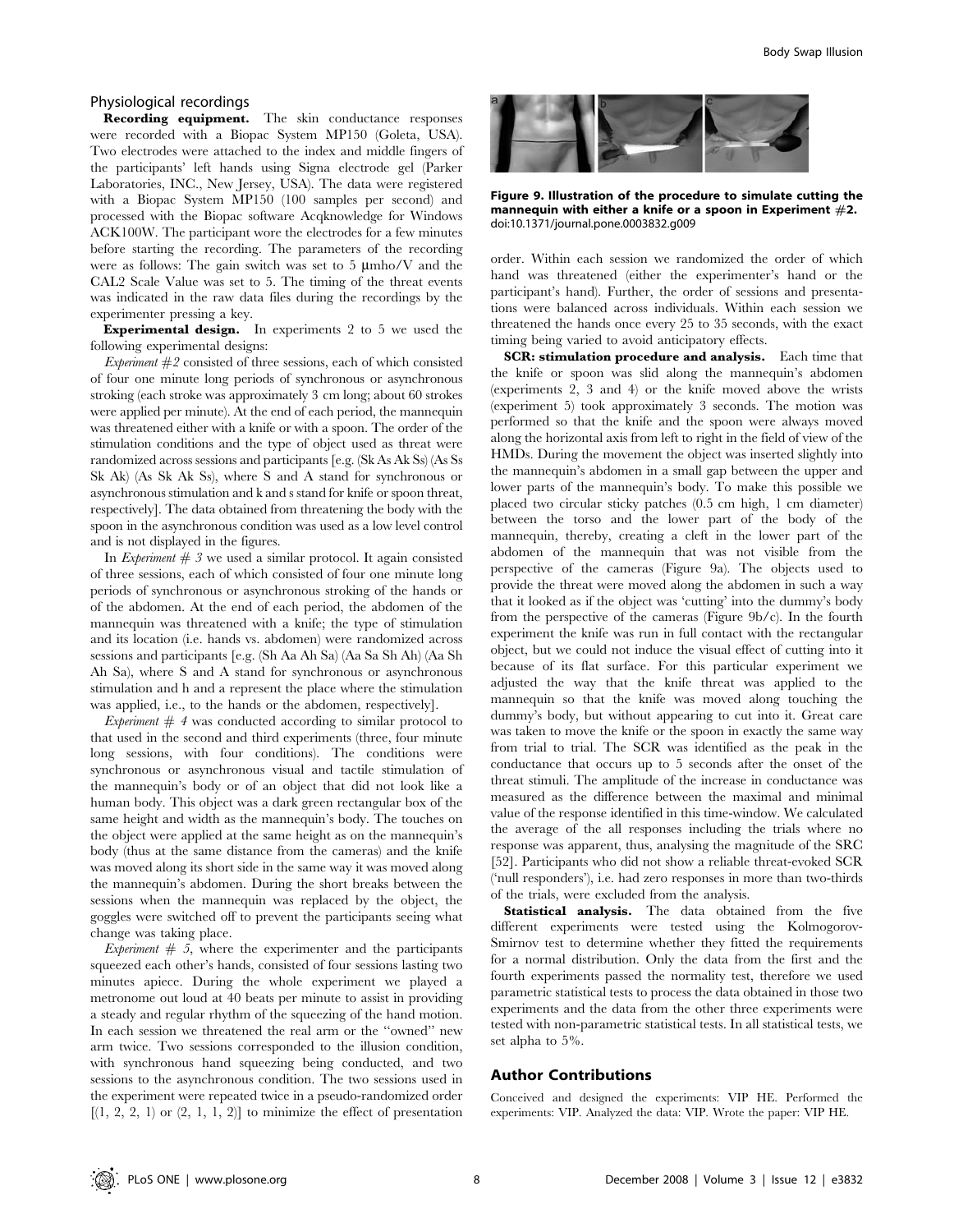### Physiological recordings

**Recording equipment.** The skin conductance responses were recorded with a Biopac System MP150 (Goleta, USA). Two electrodes were attached to the index and middle fingers of the participants' left hands using Signa electrode gel (Parker Laboratories, INC., New Jersey, USA). The data were registered with a Biopac System MP150 (100 samples per second) and processed with the Biopac software Acqknowledge for Windows ACK100W. The participant wore the electrodes for a few minutes before starting the recording. The parameters of the recording were as follows: The gain switch was set to 5 μmho/V and the CAL2 Scale Value was set to 5. The timing of the threat events was indicated in the raw data files during the recordings by the experimenter pressing a key.

**Experimental design.** In experiments 2 to 5 we used the following experimental designs:

*Experiment #2* consisted of three sessions, each of which consisted of four one minute long periods of synchronous or asynchronous stroking (each stroke was approximately 3 cm long; about 60 strokes were applied per minute). At the end of each period, the mannequin was threatened either with a knife or with a spoon. The order of the stimulation conditions and the type of object used as threat were randomized across sessions and participants [e.g. (Sk As Ak Ss) (As Ss Sk Ak) (As Sk Ak Ss), where S and A stand for synchronous or asynchronous stimulation and k and s stand for knife or spoon threat, respectively]. The data obtained from threatening the body with the spoon in the asynchronous condition was used as a low level control and is not displayed in the figures.

In *Experiment # 3* we used a similar protocol. It again consisted of three sessions, each of which consisted of four one minute long periods of synchronous or asynchronous stroking of the hands or of the abdomen. At the end of each period, the abdomen of the mannequin was threatened with a knife; the type of stimulation and its location (i.e. hands vs. abdomen) were randomized across sessions and participants [e.g. (Sh Aa Ah Sa) (Aa Sa Sh Ah) (Aa Sh Ah Sa), where S and A stand for synchronous or asynchronous stimulation and h and a represent the place where the stimulation was applied, i.e., to the hands or the abdomen, respectively].

*Experiment # 4* was conducted according to similar protocol to that used in the second and third experiments (three, four minute long sessions, with four conditions). The conditions were synchronous or asynchronous visual and tactile stimulation of the mannequin's body or of an object that did not look like a human body. This object was a dark green rectangular box of the same height and width as the mannequin's body. The touches on the object were applied at the same height as on the mannequin's body (thus at the same distance from the cameras) and the knife was moved along its short side in the same way it was moved along the mannequin's abdomen. During the short breaks between the sessions when the mannequin was replaced by the object, the goggles were switched off to prevent the participants seeing what change was taking place.

*Experiment # 5*, where the experimenter and the participants squeezed each other's hands, consisted of four sessions lasting two minutes apiece. During the whole experiment we played a metronome out loud at 40 beats per minute to assist in providing a steady and regular rhythm of the squeezing of the hand motion. In each session we threatened the real arm or the "owned" new arm twice. Two sessions corresponded to the illusion condition, with synchronous hand squeezing being conducted, and two sessions to the asynchronous condition. The two sessions used in the experiment were repeated twice in a pseudo-randomized order [(1, 2, 2, 1) or (2, 1, 1, 2)] to minimize the effect of presentation order. Within each session we randomized the order of which hand was threatened (either the experimenter's hand or the participant's hand). Further, the order of sessions and presentations were balanced across individuals. Within each session we threatened the hands once every 25 to 35 seconds, with the exact timing being varied to avoid anticipatory effects.

**Figure 9. Illustration of the procedure to simulate cutting the mannequin with either a knife or a spoon in Experiment #2.**
doi:10.1371/journal.pone.0003832.g009

**SCR: stimulation procedure and analysis.** Each time that the knife or spoon was slid along the mannequin's abdomen (experiments 2, 3 and 4) or the knife moved above the wrists (experiment 5) took approximately 3 seconds. The motion was performed so that the knife and the spoon were always moved along the horizontal axis from left to right in the field of view of the HMDs. During the movement the object was inserted slightly into the mannequin's abdomen in a small gap between the upper and lower parts of the mannequin's body. To make this possible we placed two circular sticky patches (0.5 cm high, 1 cm diameter) between the torso and the lower part of the body of the mannequin, thereby, creating a cleft in the lower part of the abdomen of the mannequin that was not visible from the perspective of the cameras (Figure 9a). The objects used to provide the threat were moved along the abdomen in such a way that it looked as if the object was 'cutting' into the dummy's body from the perspective of the cameras (Figure 9b/c). In the fourth experiment the knife was run in full contact with the rectangular object, but we could not induce the visual effect of cutting into it because of its flat surface. For this particular experiment we adjusted the way that the knife threat was applied to the mannequin so that the knife was moved along touching the dummy's body, but without appearing to cut into it. Great care was taken to move the knife or the spoon in exactly the same way from trial to trial. The SCR was identified as the peak in the conductance that occurs up to 5 seconds after the onset of the threat stimuli. The amplitude of the increase in conductance was measured as the difference between the maximal and minimal value of the response identified in this time-window. We calculated the average of the all responses including the trials where no response was apparent, thus, analysing the magnitude of the SRC [52]. Participants who did not show a reliable threat-evoked SCR ('null responders'), i.e. had zero responses in more than two-thirds of the trials, were excluded from the analysis.

**Statistical analysis.** The data obtained from the five different experiments were tested using the Kolmogorov-Smirnov test to determine whether they fitted the requirements for a normal distribution. Only the data from the first and the fourth experiments passed the normality test, therefore we used parametric statistical tests to process the data obtained in those two experiments and the data from the other three experiments were tested with non-parametric statistical tests. In all statistical tests, we set alpha to 5%.

## Author Contributions

Conceived and designed the experiments: VIP HE. Performed the experiments: VIP. Analyzed the data: VIP. Wrote the paper: VIP HE.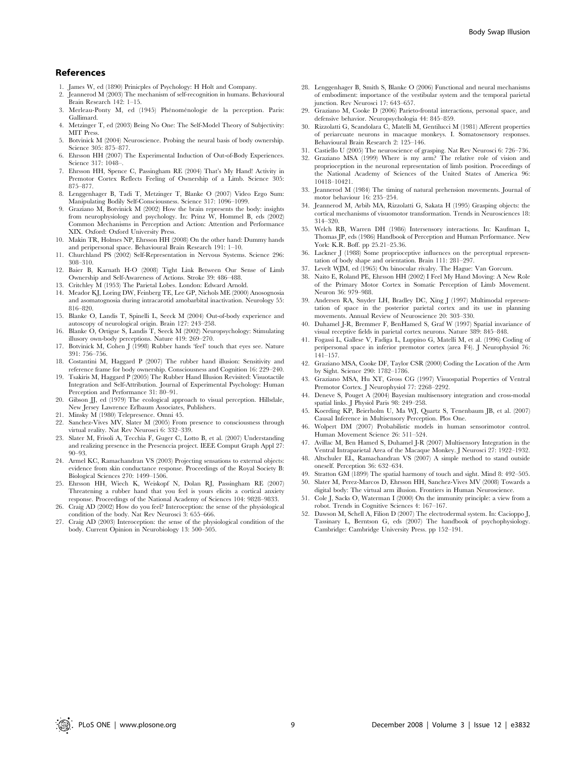## References

1. James W, ed (1890) Prinicples of Psychology: H Holt and Company.
2. Jeannerod M (2003) The mechanism of self-recognition in humans. Behavioural Brain Research 142: 1–15.
3. Merleau-Ponty M, ed (1945) Phénoménologie de la perception. Paris: Gallimard.
4. Metzinger T, ed (2003) Being No One: The Self-Model Theory of Subjectivity: MIT Press.
5. Botvinick M (2004) Neuroscience. Probing the neural basis of body ownership. Science 305: 875–877.
6. Ehrsson HH (2007) The Experimental Induction of Out-of-Body Experiences. Science 317: 1048–.
7. Ehrsson HH, Spence C, Passingham RE (2004) That's My Hand! Activity in Premotor Cortex Reflects Feeling of Ownership of a Limb. Science 305: 875–877.
8. Lenggenhager B, Tadi T, Metzinger T, Blanke O (2007) Video Ergo Sum: Manipulating Bodily Self-Consciousness. Science 317: 1096–1099.
9. Graziano M, Botvinick M (2002) How the brain represents the body: insights from neurophysiology and psychology. In: Prinz W, Hommel B, eds (2002) Common Mechanisms in Perception and Action: Attention and Performance XIX. Oxford: Oxford University Press.
10. Makin TR, Holmes NP, Ehrsson HH (2008) On the other hand: Dummy hands and peripersonal space. Behavioural Brain Research 191: 1–10.
11. Churchland PS (2002) Self-Representation in Nervous Systems. Science 296: 308–310.
12. Baier B, Karnath H-O (2008) Tight Link Between Our Sense of Limb Ownership and Self-Awareness of Actions. Stroke 39: 486–488.
13. Critchley M (1953) The Parietal Lobes. London: Edward Arnold.
14. Meador KJ, Loring DW, Feinberg TE, Lee GP, Nichols ME (2000) Anosognosia and asomatognosia during intracarotid amobarbital inactivation. Neurology 55: 816–820.
15. Blanke O, Landis T, Spinelli L, Seeck M (2004) Out-of-body experience and autoscopy of neurological origin. Brain 127: 243–258.
16. Blanke O, Ortigue S, Landis T, Seeck M (2002) Neuropsychology: Stimulating illusory own-body perceptions. Nature 419: 269–270.
17. Botvinick M, Cohen J (1998) Rubber hands 'feel' touch that eyes see. Nature 391: 756–756.
18. Costantini M, Haggard P (2007) The rubber hand illusion: Sensitivity and reference frame for body ownership. Consciousness and Cognition 16: 229–240.
19. Tsakiris M, Haggard P (2005) The Rubber Hand Illusion Revisited: Visuotactile Integration and Self-Attribution. Journal of Experimental Psychology: Human Perception and Performance 31: 80–91.
20. Gibson JJ, ed (1979) The ecological approach to visual perception. Hillsdale, New Jersey Lawrence Erlbaum Associates, Publishers.
21. Minsky M (1980) Telepresence. Omni 45.
22. Sanchez-Vives MV, Slater M (2005) From presence to consciousness through virtual reality. Nat Rev Neurosci 6: 332–339.
23. Slater M, Frisoli A, Tecchia F, Guger C, Lotto B, et al. (2007) Understanding and realizing presence in the Presenccia project. IEEE Comput Graph Appl 27: 90–93.
24. Armel KC, Ramachandran VS (2003) Projecting sensations to external objects: evidence from skin conductance response. Proceedings of the Royal Society B: Biological Sciences 270: 1499–1506.
25. Ehrsson HH, Wiech K, Weiskopf N, Dolan RJ, Passingham RE (2007) Threatening a rubber hand that you feel is yours elicits a cortical anxiety response. Proceedings of the National Academy of Sciences 104: 9828–9833.
26. Craig AD (2002) How do you feel? Interoception: the sense of the physiological condition of the body. Nat Rev Neurosci 3: 655–666.
27. Craig AD (2003) Interoception: the sense of the physiological condition of the body. Current Opinion in Neurobiology 13: 500–505.
28. Lenggenhager B, Smith S, Blanke O (2006) Functional and neural mechanisms of embodiment: importance of the vestibular system and the temporal parietal junction. Rev Neurosci 17: 643–657.
29. Graziano M, Cooke D (2006) Parieto-frontal interactions, personal space, and defensive behavior. Neuropsychologia 44: 845–859.
30. Rizzolatti G, Scandolara C, Matelli M, Gentilucci M (1981) Afferent properties of periarcuate neurons in macaque monkeys. I. Somatosensory responses. Behavioural Brain Research 2: 125–146.
31. Castiello U (2005) The neuroscience of grasping. Nat Rev Neurosci 6: 726–736.
32. Graziano MSA (1999) Where is my arm? The relative role of vision and proprioception in the neuronal representation of limb position. Proceedings of the National Academy of Sciences of the United States of America 96: 10418–10421.
33. Jeannerod M (1984) The timing of natural prehension movements. Journal of motor behaviour 16: 235–254.
34. Jeannerod M, Arbib MA, Rizzolatti G, Sakata H (1995) Grasping objects: the cortical mechanisms of visuomotor transformation. Trends in Neurosciences 18: 314–320.
35. Welch RB, Warren DH (1986) Intersensory interactions. In: Kaufman L, Thomas JP, eds (1986) Handbook of Perception and Human Performance. New York: K.R. Boff. pp 25.21–25.36.
36. Lackner J (1988) Some proprioceptive influences on the perceptual representation of body shape and orientation. Brain 111: 281–297.
37. Levelt WJM, ed (1965) On binocular rivalry. The Hague: Van Gorcum.
38. Naito E, Roland PE, Ehrsson HH (2002) I Feel My Hand Moving: A New Role of the Primary Motor Cortex in Somatic Perception of Limb Movement. Neuron 36: 979–988.
39. Andersen RA, Snyder LH, Bradley DC, Xing J (1997) Multimodal representation of space in the posterior parietal cortex and its use in planning movements. Annual Review of Neuroscience 20: 303–330.
40. Duhamel J-R, Bremmer F, BenHamed S, Graf W (1997) Spatial invariance of visual receptive fields in parietal cortex neurons. Nature 389: 845–848.
41. Fogassi L, Gallese V, Fadiga L, Luppino G, Matelli M, et al. (1996) Coding of peripersonal space in inferior premotor cortex (area F4). J Neurophysiol 76: 141–157.
42. Graziano MSA, Cooke DF, Taylor CSR (2000) Coding the Location of the Arm by Sight. Science 290: 1782–1786.
43. Graziano MSA, Hu XT, Gross CG (1997) Visuospatial Properties of Ventral Premotor Cortex. J Neurophysiol 77: 2268–2292.
44. Deneve S, Pouget A (2004) Bayesian multisensory integration and cross-modal spatial links. J Physiol Paris 98: 249–258.
45. Koerding KP, Beierholm U, Ma WJ, Quartz S, Tenenbaum JB, et al. (2007) Causal Inference in Multisensory Perception. Plos One.
46. Wolpert DM (2007) Probabilistic models in human sensorimotor control. Human Movement Science 26: 511–524.
47. Avillac M, Ben Hamed S, Duhamel J-R (2007) Multisensory Integration in the Ventral Intraparietal Area of the Macaque Monkey. J Neurosci 27: 1922–1932.
48. Altschuler EL, Ramachandran VS (2007) A simple method to stand outside oneself. Perception 36: 632–634.
49. Stratton GM (1899) The spatial harmony of touch and sight. Mind 8: 492–505.
50. Slater M, Perez-Marcos D, Ehrsson HH, Sanchez-Vives MV (2008) Towards a digital body: The virtual arm illusion. Frontiers in Human Neuroscience.
51. Cole J, Sacks O, Waterman I (2000) On the immunity principle: a view from a robot. Trends in Cognitive Sciences 4: 167–167.
52. Dawson M, Schell A, Filion D (2007) The electrodermal system. In: Cacioppo J, Tassinary L, Berntson G, eds (2007) The handbook of psychophysiology. Cambridge: Cambridge University Press. pp 152–191.